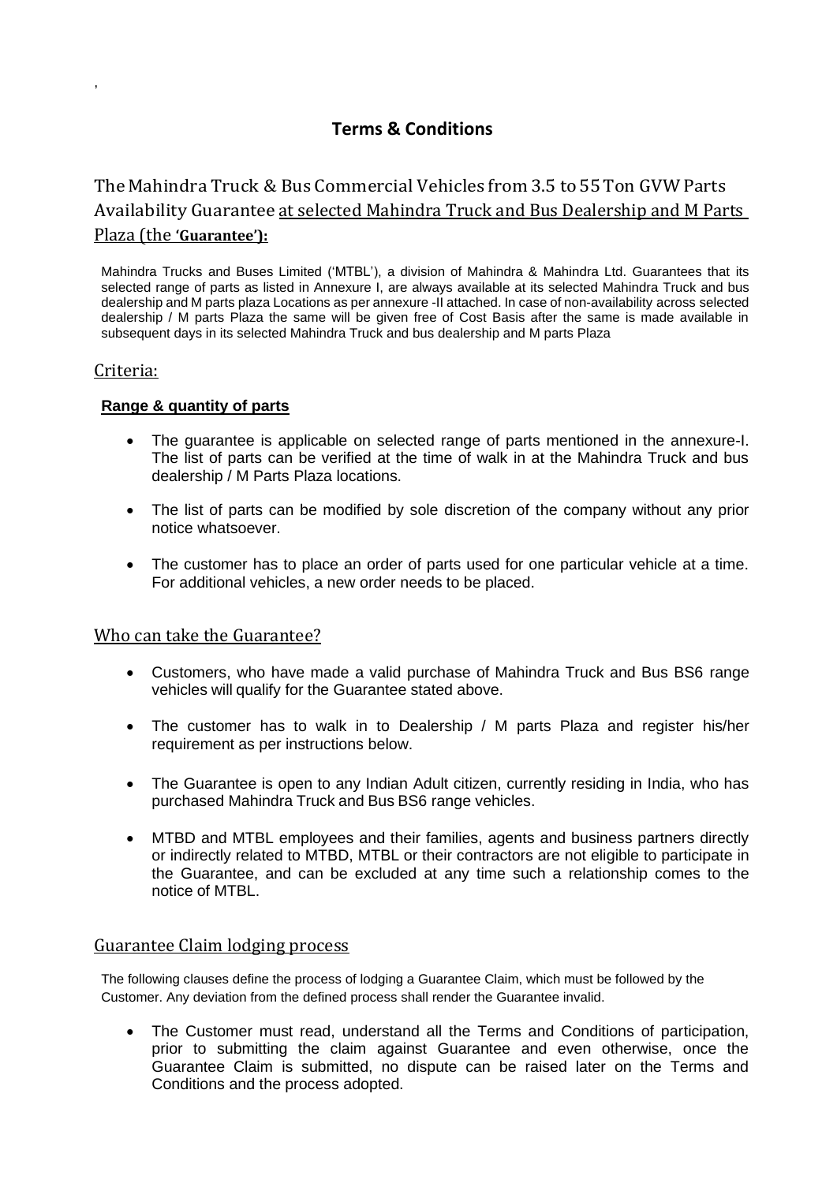# Terms & Conditions

## The Mahindra Truck & Bus Commercial Vehicles from 3.5 to 55 Ton GVW Parts Availability Guarantee at selected Mahindra Truck and Bus Dealership and M Parts Plaza (the **'Guarantee'):**

Mahindra Trucks and Buses Limited ('MTBL'), a division of Mahindra & Mahindra Ltd. Guarantees that its selected range of parts as listed in Annexure I, are always available at its selected Mahindra Truck and bus dealership and M parts plaza Locations as per annexure -II attached. In case of non-availability across selected dealership / M parts Plaza the same will be given free of Cost Basis after the same is made available in subsequent days in its selected Mahindra Truck and bus dealership and M parts Plaza

## Criteria:

### Range & quantity of parts

- The guarantee is applicable on selected range of parts mentioned in the annexure-I. The list of parts can be verified at the time of walk in at the Mahindra Truck and bus dealership / M Parts Plaza locations.
- The list of parts can be modified by sole discretion of the company without any prior notice whatsoever.
- The customer has to place an order of parts used for one particular vehicle at a time. For additional vehicles, a new order needs to be placed.

## Who can take the Guarantee?

- Customers, who have made a valid purchase of Mahindra Truck and Bus BS6 range vehicles will qualify for the Guarantee stated above.
- The customer has to walk in to Dealership / M parts Plaza and register his/her requirement as per instructions below.
- The Guarantee is open to any Indian Adult citizen, currently residing in India, who has purchased Mahindra Truck and Bus BS6 range vehicles.
- MTBD and MTBL employees and their families, agents and business partners directly or indirectly related to MTBD, MTBL or their contractors are not eligible to participate in the Guarantee, and can be excluded at any time such a relationship comes to the notice of MTBL.

## Guarantee Claim lodging process

The following clauses define the process of lodging a Guarantee Claim, which must be followed by the Customer. Any deviation from the defined process shall render the Guarantee invalid.

- The Customer must read, understand all the Terms and Conditions of participation, prior to submitting the claim against Guarantee and even otherwise, once the Guarantee Claim is submitted, no dispute can be raised later on the Terms and Conditions and the process adopted.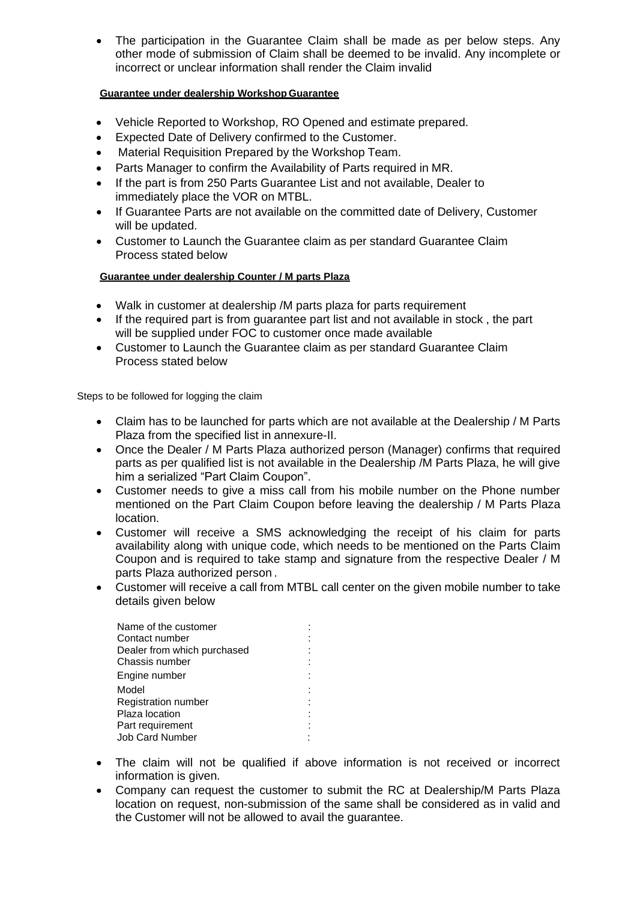- The participation in the Guarantee Claim shall be made as per below steps. Any other mode of submission of Claim shall be deemed to be invalid. Any incomplete or incorrect or unclear information shall render the Claim invalid

**Guarantee under dealership Workshop Guarantee**

- Vehicle Reported to Workshop, RO Opened and estimate prepared.
- Expected Date of Delivery confirmed to the Customer.
- Material Requisition Prepared by the Workshop Team.
- Parts Manager to confirm the Availability of Parts required in MR.
- If the part is from 250 Parts Guarantee List and not available, Dealer to immediately place the VOR on MTBL.
- If Guarantee Parts are not available on the committed date of Delivery, Customer will be updated.
- Customer to Launch the Guarantee claim as per standard Guarantee Claim Process stated below

**Guarantee under dealership Counter / M parts Plaza**

- Walk in customer at dealership /M parts plaza for parts requirement
- If the required part is from guarantee part list and not available in stock , the part will be supplied under FOC to customer once made available
- Customer to Launch the Guarantee claim as per standard Guarantee Claim Process stated below

Steps to be followed for logging the claim

- Claim has to be launched for parts which are not available at the Dealership / M Parts Plaza from the specified list in annexure-II.
- Once the Dealer / M Parts Plaza authorized person (Manager) confirms that required parts as per qualified list is not available in the Dealership /M Parts Plaza, he will give him a serialized "Part Claim Coupon".
- Customer needs to give a miss call from his mobile number on the Phone number mentioned on the Part Claim Coupon before leaving the dealership / M Parts Plaza location.
- Customer will receive a SMS acknowledging the receipt of his claim for parts availability along with unique code, which needs to be mentioned on the Parts Claim Coupon and is required to take stamp and signature from the respective Dealer / M parts Plaza authorized person.
- Customer will receive a call from MTBL call center on the given mobile number to take details given below

  Name of the customer :
  Contact number :
  Dealer from which purchased :
  Chassis number :
  Engine number :
  Model :
  Registration number :
  Plaza location :
  Part requirement :
  Job Card Number :

- The claim will not be qualified if above information is not received or incorrect information is given.
- Company can request the customer to submit the RC at Dealership/M Parts Plaza location on request, non-submission of the same shall be considered as in valid and the Customer will not be allowed to avail the guarantee.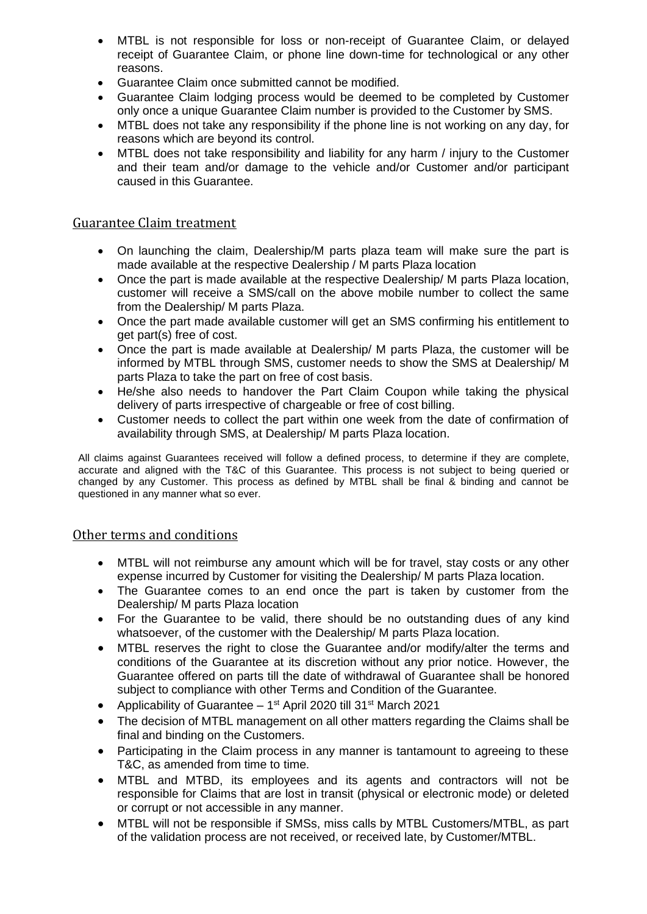- MTBL is not responsible for loss or non-receipt of Guarantee Claim, or delayed receipt of Guarantee Claim, or phone line down-time for technological or any other reasons.
- Guarantee Claim once submitted cannot be modified.
- Guarantee Claim lodging process would be deemed to be completed by Customer only once a unique Guarantee Claim number is provided to the Customer by SMS.
- MTBL does not take any responsibility if the phone line is not working on any day, for reasons which are beyond its control.
- MTBL does not take responsibility and liability for any harm / injury to the Customer and their team and/or damage to the vehicle and/or Customer and/or participant caused in this Guarantee.

## Guarantee Claim treatment

- On launching the claim, Dealership/M parts plaza team will make sure the part is made available at the respective Dealership / M parts Plaza location
- Once the part is made available at the respective Dealership/ M parts Plaza location, customer will receive a SMS/call on the above mobile number to collect the same from the Dealership/ M parts Plaza.
- Once the part made available customer will get an SMS confirming his entitlement to get part(s) free of cost.
- Once the part is made available at Dealership/ M parts Plaza, the customer will be informed by MTBL through SMS, customer needs to show the SMS at Dealership/ M parts Plaza to take the part on free of cost basis.
- He/she also needs to handover the Part Claim Coupon while taking the physical delivery of parts irrespective of chargeable or free of cost billing.
- Customer needs to collect the part within one week from the date of confirmation of availability through SMS, at Dealership/ M parts Plaza location.

All claims against Guarantees received will follow a defined process, to determine if they are complete, accurate and aligned with the T&C of this Guarantee. This process is not subject to being queried or changed by any Customer. This process as defined by MTBL shall be final & binding and cannot be questioned in any manner what so ever.

## Other terms and conditions

- MTBL will not reimburse any amount which will be for travel, stay costs or any other expense incurred by Customer for visiting the Dealership/ M parts Plaza location.
- The Guarantee comes to an end once the part is taken by customer from the Dealership/ M parts Plaza location
- For the Guarantee to be valid, there should be no outstanding dues of any kind whatsoever, of the customer with the Dealership/ M parts Plaza location.
- MTBL reserves the right to close the Guarantee and/or modify/alter the terms and conditions of the Guarantee at its discretion without any prior notice. However, the Guarantee offered on parts till the date of withdrawal of Guarantee shall be honored subject to compliance with other Terms and Condition of the Guarantee.
- Applicability of Guarantee – 1st April 2020 till 31st March 2021
- The decision of MTBL management on all other matters regarding the Claims shall be final and binding on the Customers.
- Participating in the Claim process in any manner is tantamount to agreeing to these T&C, as amended from time to time.
- MTBL and MTBD, its employees and its agents and contractors will not be responsible for Claims that are lost in transit (physical or electronic mode) or deleted or corrupt or not accessible in any manner.
- MTBL will not be responsible if SMSs, miss calls by MTBL Customers/MTBL, as part of the validation process are not received, or received late, by Customer/MTBL.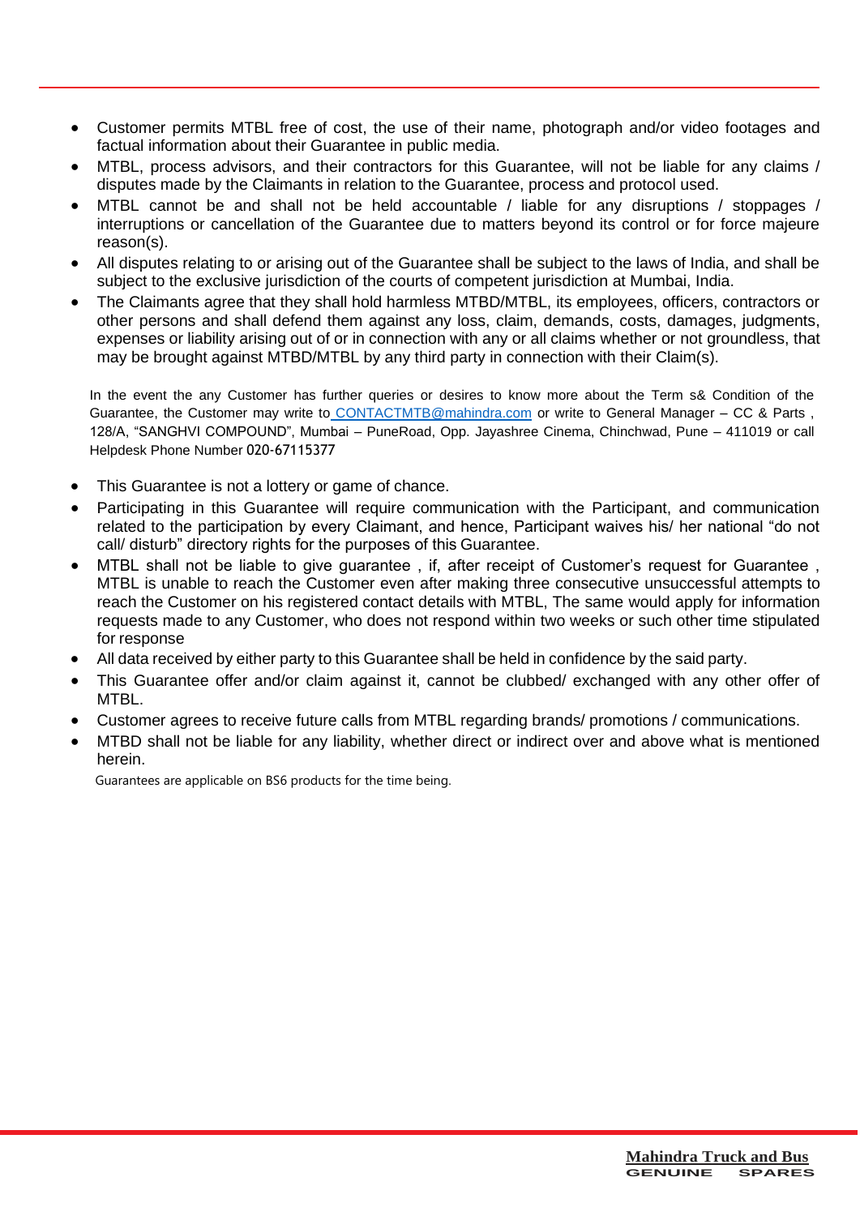- Customer permits MTBL free of cost, the use of their name, photograph and/or video footages and factual information about their Guarantee in public media.
- MTBL, process advisors, and their contractors for this Guarantee, will not be liable for any claims / disputes made by the Claimants in relation to the Guarantee, process and protocol used.
- MTBL cannot be and shall not be held accountable / liable for any disruptions / stoppages / interruptions or cancellation of the Guarantee due to matters beyond its control or for force majeure reason(s).
- All disputes relating to or arising out of the Guarantee shall be subject to the laws of India, and shall be subject to the exclusive jurisdiction of the courts of competent jurisdiction at Mumbai, India.
- The Claimants agree that they shall hold harmless MTBD/MTBL, its employees, officers, contractors or other persons and shall defend them against any loss, claim, demands, costs, damages, judgments, expenses or liability arising out of or in connection with any or all claims whether or not groundless, that may be brought against MTBD/MTBL by any third party in connection with their Claim(s).

In the event the any Customer has further queries or desires to know more about the Term s& Condition of the Guarantee, the Customer may write to CONTACTMTB@mahindra.com or write to General Manager – CC & Parts , 128/A, "SANGHVI COMPOUND", Mumbai – PuneRoad, Opp. Jayashree Cinema, Chinchwad, Pune – 411019 or call Helpdesk Phone Number 020-67115377

- This Guarantee is not a lottery or game of chance.
- Participating in this Guarantee will require communication with the Participant, and communication related to the participation by every Claimant, and hence, Participant waives his/ her national "do not call/ disturb" directory rights for the purposes of this Guarantee.
- MTBL shall not be liable to give guarantee , if, after receipt of Customer's request for Guarantee , MTBL is unable to reach the Customer even after making three consecutive unsuccessful attempts to reach the Customer on his registered contact details with MTBL, The same would apply for information requests made to any Customer, who does not respond within two weeks or such other time stipulated for response
- All data received by either party to this Guarantee shall be held in confidence by the said party.
- This Guarantee offer and/or claim against it, cannot be clubbed/ exchanged with any other offer of MTBL.
- Customer agrees to receive future calls from MTBL regarding brands/ promotions / communications.
- MTBD shall not be liable for any liability, whether direct or indirect over and above what is mentioned herein.

Guarantees are applicable on BS6 products for the time being.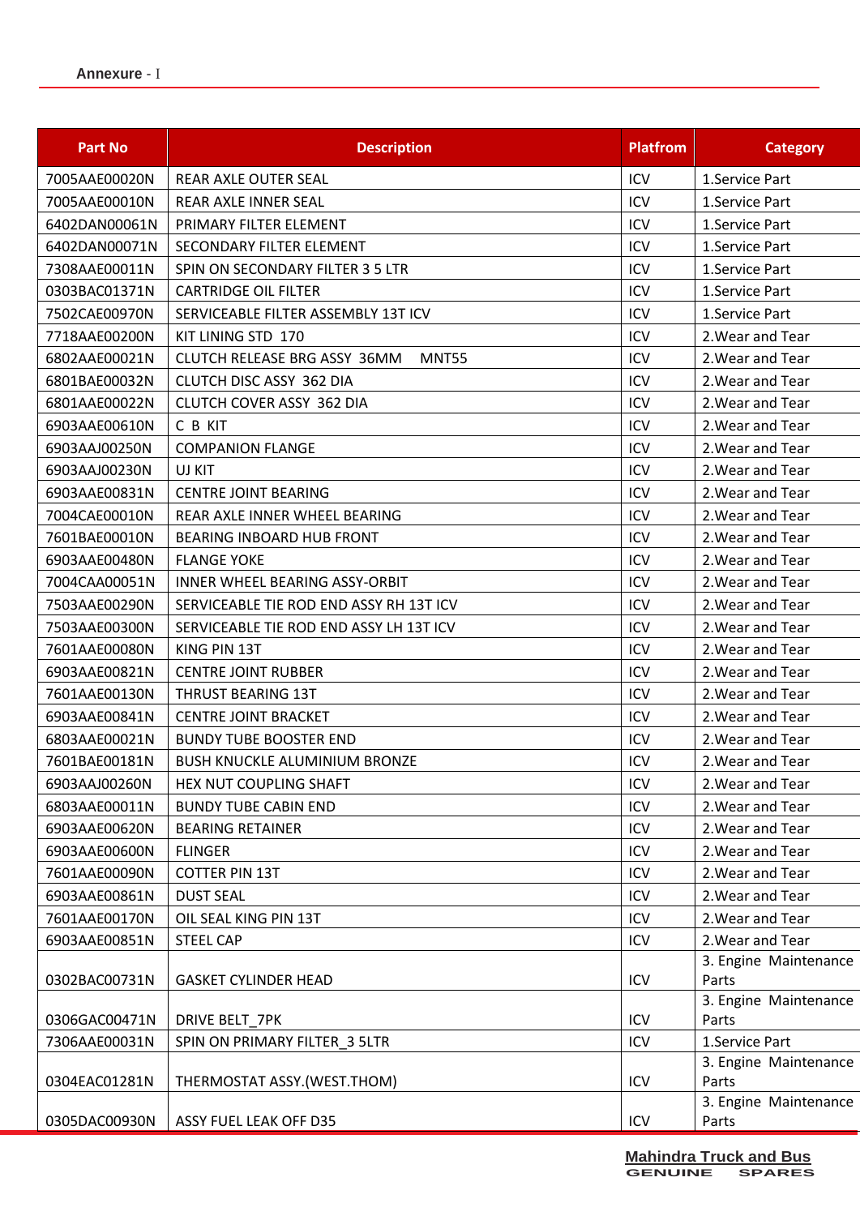Annexure - I

| Part No | Description | Platfrom | Category |
|---|---|---|---|
| 7005AAE00020N | REAR AXLE OUTER SEAL | ICV | 1.Service Part |
| 7005AAE00010N | REAR AXLE INNER SEAL | ICV | 1.Service Part |
| 6402DAN00061N | PRIMARY FILTER ELEMENT | ICV | 1.Service Part |
| 6402DAN00071N | SECONDARY FILTER ELEMENT | ICV | 1.Service Part |
| 7308AAE00011N | SPIN ON SECONDARY FILTER 3 5 LTR | ICV | 1.Service Part |
| 0303BAC01371N | CARTRIDGE OIL FILTER | ICV | 1.Service Part |
| 7502CAE00970N | SERVICEABLE FILTER ASSEMBLY 13T ICV | ICV | 1.Service Part |
| 7718AAE00200N | KIT LINING STD 170 | ICV | 2.Wear and Tear |
| 6802AAE00021N | CLUTCH RELEASE BRG ASSY 36MM MNT55 | ICV | 2.Wear and Tear |
| 6801BAE00032N | CLUTCH DISC ASSY 362 DIA | ICV | 2.Wear and Tear |
| 6801AAE00022N | CLUTCH COVER ASSY 362 DIA | ICV | 2.Wear and Tear |
| 6903AAE00610N | C B KIT | ICV | 2.Wear and Tear |
| 6903AAJ00250N | COMPANION FLANGE | ICV | 2.Wear and Tear |
| 6903AAJ00230N | UJ KIT | ICV | 2.Wear and Tear |
| 6903AAE00831N | CENTRE JOINT BEARING | ICV | 2.Wear and Tear |
| 7004CAE00010N | REAR AXLE INNER WHEEL BEARING | ICV | 2.Wear and Tear |
| 7601BAE00010N | BEARING INBOARD HUB FRONT | ICV | 2.Wear and Tear |
| 6903AAE00480N | FLANGE YOKE | ICV | 2.Wear and Tear |
| 7004CAA00051N | INNER WHEEL BEARING ASSY-ORBIT | ICV | 2.Wear and Tear |
| 7503AAE00290N | SERVICEABLE TIE ROD END ASSY RH 13T ICV | ICV | 2.Wear and Tear |
| 7503AAE00300N | SERVICEABLE TIE ROD END ASSY LH 13T ICV | ICV | 2.Wear and Tear |
| 7601AAE00080N | KING PIN 13T | ICV | 2.Wear and Tear |
| 6903AAE00821N | CENTRE JOINT RUBBER | ICV | 2.Wear and Tear |
| 7601AAE00130N | THRUST BEARING 13T | ICV | 2.Wear and Tear |
| 6903AAE00841N | CENTRE JOINT BRACKET | ICV | 2.Wear and Tear |
| 6803AAE00021N | BUNDY TUBE BOOSTER END | ICV | 2.Wear and Tear |
| 7601BAE00181N | BUSH KNUCKLE ALUMINIUM BRONZE | ICV | 2.Wear and Tear |
| 6903AAJ00260N | HEX NUT COUPLING SHAFT | ICV | 2.Wear and Tear |
| 6803AAE00011N | BUNDY TUBE CABIN END | ICV | 2.Wear and Tear |
| 6903AAE00620N | BEARING RETAINER | ICV | 2.Wear and Tear |
| 6903AAE00600N | FLINGER | ICV | 2.Wear and Tear |
| 7601AAE00090N | COTTER PIN 13T | ICV | 2.Wear and Tear |
| 6903AAE00861N | DUST SEAL | ICV | 2.Wear and Tear |
| 7601AAE00170N | OIL SEAL KING PIN 13T | ICV | 2.Wear and Tear |
| 6903AAE00851N | STEEL CAP | ICV | 2.Wear and Tear |
| 0302BAC00731N | GASKET CYLINDER HEAD | ICV | 3. Engine Maintenance Parts |
| 0306GAC00471N | DRIVE BELT_7PK | ICV | 3. Engine Maintenance Parts |
| 7306AAE00031N | SPIN ON PRIMARY FILTER_3 5LTR | ICV | 1.Service Part |
| 0304EAC01281N | THERMOSTAT ASSY.(WEST.THOM) | ICV | 3. Engine Maintenance Parts |
| 0305DAC00930N | ASSY FUEL LEAK OFF D35 | ICV | 3. Engine Maintenance Parts |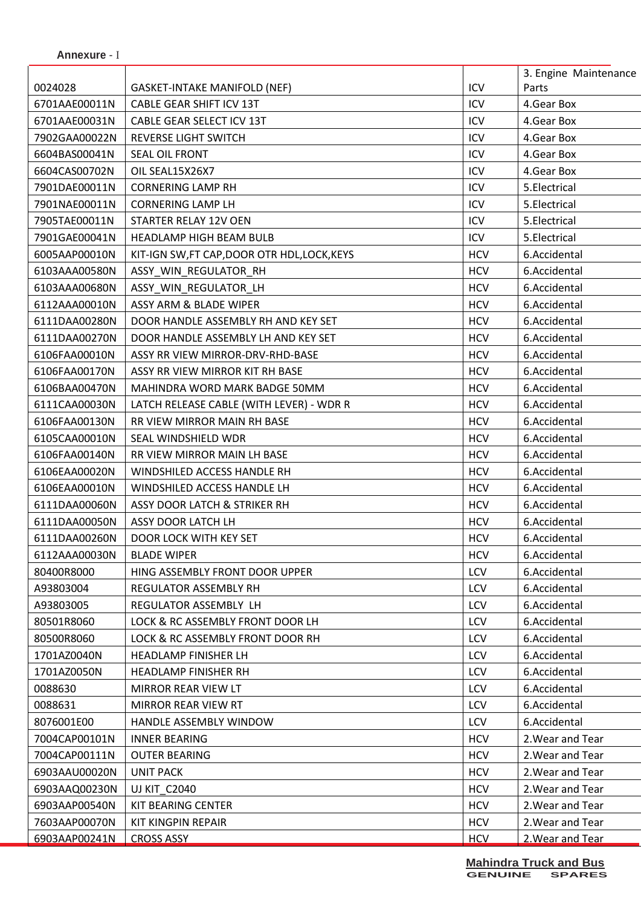**Annexure** - I

| | | | |
|---|---|---|---|
| 0024028 | GASKET-INTAKE MANIFOLD (NEF) | ICV | 3. Engine Maintenance Parts |
| 6701AAE00011N | CABLE GEAR SHIFT ICV 13T | ICV | 4.Gear Box |
| 6701AAE00031N | CABLE GEAR SELECT ICV 13T | ICV | 4.Gear Box |
| 7902GAA00022N | REVERSE LIGHT SWITCH | ICV | 4.Gear Box |
| 6604BAS00041N | SEAL OIL FRONT | ICV | 4.Gear Box |
| 6604CAS00702N | OIL SEAL15X26X7 | ICV | 4.Gear Box |
| 7901DAE00011N | CORNERING LAMP RH | ICV | 5.Electrical |
| 7901NAE00011N | CORNERING LAMP LH | ICV | 5.Electrical |
| 7905TAE00011N | STARTER RELAY 12V OEN | ICV | 5.Electrical |
| 7901GAE00041N | HEADLAMP HIGH BEAM BULB | ICV | 5.Electrical |
| 6005AAP00010N | KIT-IGN SW,FT CAP,DOOR OTR HDL,LOCK,KEYS | HCV | 6.Accidental |
| 6103AAA00580N | ASSY_WIN_REGULATOR_RH | HCV | 6.Accidental |
| 6103AAA00680N | ASSY_WIN_REGULATOR_LH | HCV | 6.Accidental |
| 6112AAA00010N | ASSY ARM & BLADE WIPER | HCV | 6.Accidental |
| 6111DAA00280N | DOOR HANDLE ASSEMBLY RH AND KEY SET | HCV | 6.Accidental |
| 6111DAA00270N | DOOR HANDLE ASSEMBLY LH AND KEY SET | HCV | 6.Accidental |
| 6106FAA00010N | ASSY RR VIEW MIRROR-DRV-RHD-BASE | HCV | 6.Accidental |
| 6106FAA00170N | ASSY RR VIEW MIRROR KIT RH BASE | HCV | 6.Accidental |
| 6106BAA00470N | MAHINDRA WORD MARK BADGE 50MM | HCV | 6.Accidental |
| 6111CAA00030N | LATCH RELEASE CABLE (WITH LEVER) - WDR R | HCV | 6.Accidental |
| 6106FAA00130N | RR VIEW MIRROR MAIN RH BASE | HCV | 6.Accidental |
| 6105CAA00010N | SEAL WINDSHIELD WDR | HCV | 6.Accidental |
| 6106FAA00140N | RR VIEW MIRROR MAIN LH BASE | HCV | 6.Accidental |
| 6106EAA00020N | WINDSHILED ACCESS HANDLE RH | HCV | 6.Accidental |
| 6106EAA00010N | WINDSHILED ACCESS HANDLE LH | HCV | 6.Accidental |
| 6111DAA00060N | ASSY DOOR LATCH & STRIKER RH | HCV | 6.Accidental |
| 6111DAA00050N | ASSY DOOR LATCH LH | HCV | 6.Accidental |
| 6111DAA00260N | DOOR LOCK WITH KEY SET | HCV | 6.Accidental |
| 6112AAA00030N | BLADE WIPER | HCV | 6.Accidental |
| 80400R8000 | HING ASSEMBLY FRONT DOOR UPPER | LCV | 6.Accidental |
| A93803004 | REGULATOR ASSEMBLY RH | LCV | 6.Accidental |
| A93803005 | REGULATOR ASSEMBLY LH | LCV | 6.Accidental |
| 80501R8060 | LOCK & RC ASSEMBLY FRONT DOOR LH | LCV | 6.Accidental |
| 80500R8060 | LOCK & RC ASSEMBLY FRONT DOOR RH | LCV | 6.Accidental |
| 1701AZ0040N | HEADLAMP FINISHER LH | LCV | 6.Accidental |
| 1701AZ0050N | HEADLAMP FINISHER RH | LCV | 6.Accidental |
| 0088630 | MIRROR REAR VIEW LT | LCV | 6.Accidental |
| 0088631 | MIRROR REAR VIEW RT | LCV | 6.Accidental |
| 8076001E00 | HANDLE ASSEMBLY WINDOW | LCV | 6.Accidental |
| 7004CAP00101N | INNER BEARING | HCV | 2.Wear and Tear |
| 7004CAP00111N | OUTER BEARING | HCV | 2.Wear and Tear |
| 6903AAU00020N | UNIT PACK | HCV | 2.Wear and Tear |
| 6903AAQ00230N | UJ KIT_C2040 | HCV | 2.Wear and Tear |
| 6903AAP00540N | KIT BEARING CENTER | HCV | 2.Wear and Tear |
| 7603AAP00070N | KIT KINGPIN REPAIR | HCV | 2.Wear and Tear |
| 6903AAP00241N | CROSS ASSY | HCV | 2.Wear and Tear |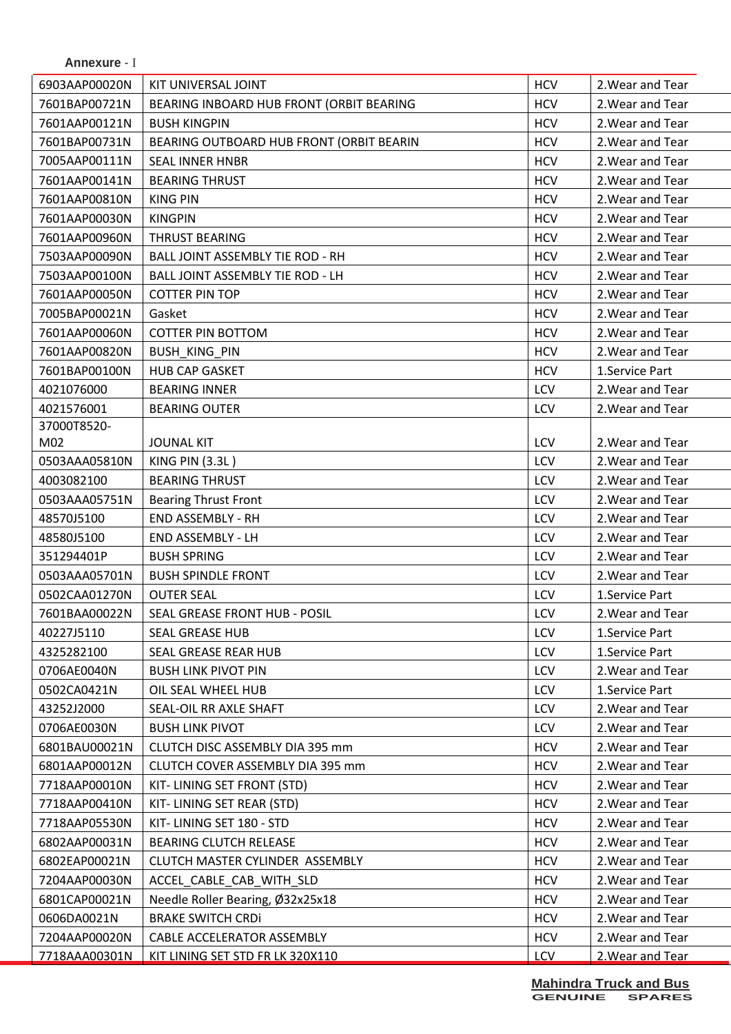**Annexure** - I

| | | | |
|---|---|---|---|
| 6903AAP00020N | KIT UNIVERSAL JOINT | HCV | 2.Wear and Tear |
| 7601BAP00721N | BEARING INBOARD HUB FRONT (ORBIT BEARING | HCV | 2.Wear and Tear |
| 7601AAP00121N | BUSH KINGPIN | HCV | 2.Wear and Tear |
| 7601BAP00731N | BEARING OUTBOARD HUB FRONT (ORBIT BEARIN | HCV | 2.Wear and Tear |
| 7005AAP00111N | SEAL INNER HNBR | HCV | 2.Wear and Tear |
| 7601AAP00141N | BEARING THRUST | HCV | 2.Wear and Tear |
| 7601AAP00810N | KING PIN | HCV | 2.Wear and Tear |
| 7601AAP00030N | KINGPIN | HCV | 2.Wear and Tear |
| 7601AAP00960N | THRUST BEARING | HCV | 2.Wear and Tear |
| 7503AAP00090N | BALL JOINT ASSEMBLY TIE ROD - RH | HCV | 2.Wear and Tear |
| 7503AAP00100N | BALL JOINT ASSEMBLY TIE ROD - LH | HCV | 2.Wear and Tear |
| 7601AAP00050N | COTTER PIN TOP | HCV | 2.Wear and Tear |
| 7005BAP00021N | Gasket | HCV | 2.Wear and Tear |
| 7601AAP00060N | COTTER PIN BOTTOM | HCV | 2.Wear and Tear |
| 7601AAP00820N | BUSH_KING_PIN | HCV | 2.Wear and Tear |
| 7601BAP00100N | HUB CAP GASKET | HCV | 1.Service Part |
| 4021076000 | BEARING INNER | LCV | 2.Wear and Tear |
| 4021576001 | BEARING OUTER | LCV | 2.Wear and Tear |
| 37000T8520-M02 | JOUNAL KIT | LCV | 2.Wear and Tear |
| 0503AAA05810N | KING PIN (3.3L ) | LCV | 2.Wear and Tear |
| 4003082100 | BEARING THRUST | LCV | 2.Wear and Tear |
| 0503AAA05751N | Bearing Thrust Front | LCV | 2.Wear and Tear |
| 48570J5100 | END ASSEMBLY - RH | LCV | 2.Wear and Tear |
| 48580J5100 | END ASSEMBLY - LH | LCV | 2.Wear and Tear |
| 351294401P | BUSH SPRING | LCV | 2.Wear and Tear |
| 0503AAA05701N | BUSH SPINDLE FRONT | LCV | 2.Wear and Tear |
| 0502CAA01270N | OUTER SEAL | LCV | 1.Service Part |
| 7601BAA00022N | SEAL GREASE FRONT HUB - POSIL | LCV | 2.Wear and Tear |
| 40227J5110 | SEAL GREASE HUB | LCV | 1.Service Part |
| 4325282100 | SEAL GREASE REAR HUB | LCV | 1.Service Part |
| 0706AE0040N | BUSH LINK PIVOT PIN | LCV | 2.Wear and Tear |
| 0502CA0421N | OIL SEAL WHEEL HUB | LCV | 1.Service Part |
| 43252J2000 | SEAL-OIL RR AXLE SHAFT | LCV | 2.Wear and Tear |
| 0706AE0030N | BUSH LINK PIVOT | LCV | 2.Wear and Tear |
| 6801BAU00021N | CLUTCH DISC ASSEMBLY DIA 395 mm | HCV | 2.Wear and Tear |
| 6801AAP00012N | CLUTCH COVER ASSEMBLY DIA 395 mm | HCV | 2.Wear and Tear |
| 7718AAP00010N | KIT- LINING SET FRONT (STD) | HCV | 2.Wear and Tear |
| 7718AAP00410N | KIT- LINING SET REAR (STD) | HCV | 2.Wear and Tear |
| 7718AAP05530N | KIT- LINING SET 180 - STD | HCV | 2.Wear and Tear |
| 6802AAP00031N | BEARING CLUTCH RELEASE | HCV | 2.Wear and Tear |
| 6802EAP00021N | CLUTCH MASTER CYLINDER ASSEMBLY | HCV | 2.Wear and Tear |
| 7204AAP00030N | ACCEL_CABLE_CAB_WITH_SLD | HCV | 2.Wear and Tear |
| 6801CAP00021N | Needle Roller Bearing, Ø32x25x18 | HCV | 2.Wear and Tear |
| 0606DA0021N | BRAKE SWITCH CRDi | HCV | 2.Wear and Tear |
| 7204AAP00020N | CABLE ACCELERATOR ASSEMBLY | HCV | 2.Wear and Tear |
| 7718AAA00301N | KIT LINING SET STD FR LK 320X110 | LCV | 2.Wear and Tear |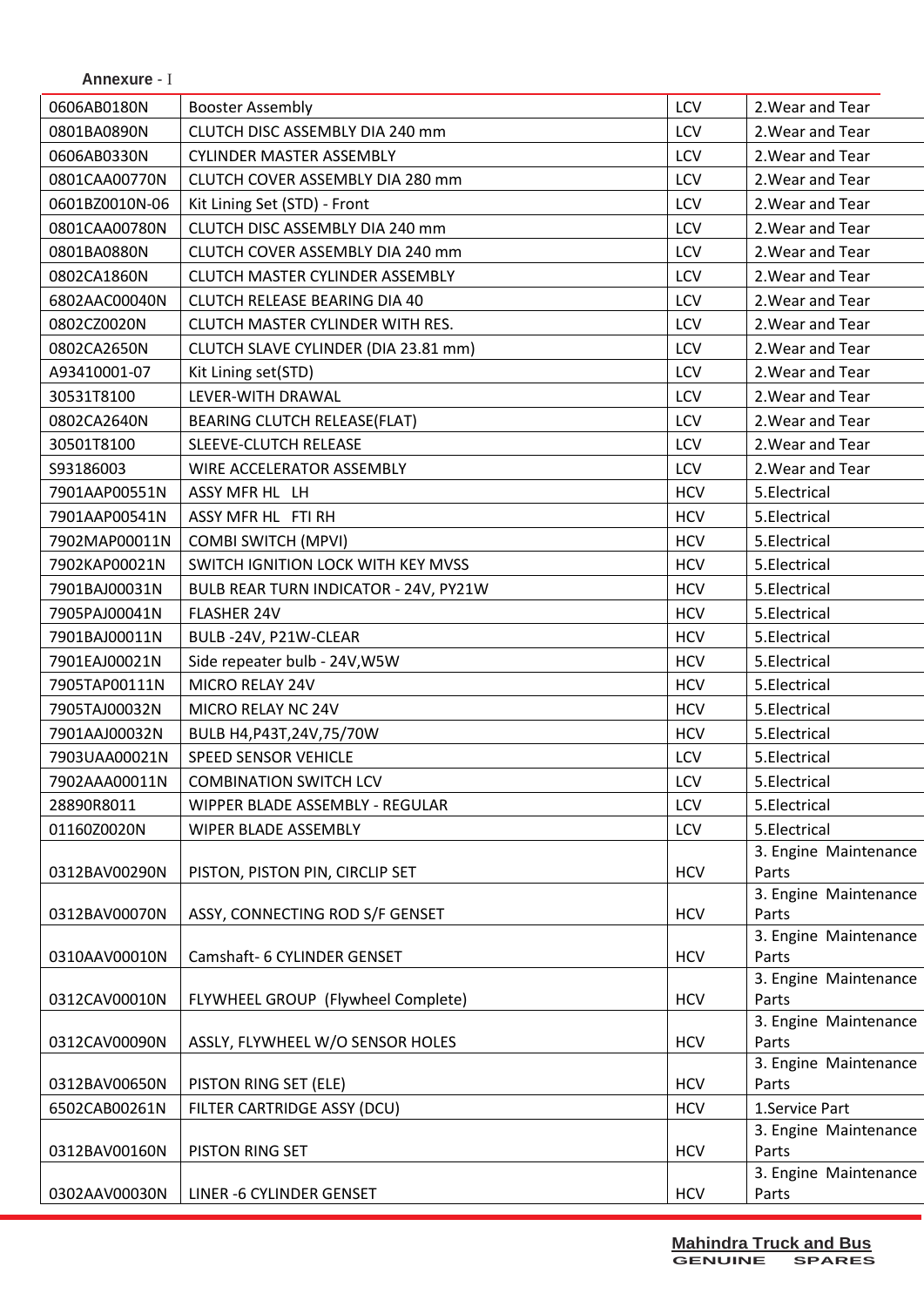**Annexure** - I

| | | | |
|---|---|---|---|
| 0606AB0180N | Booster Assembly | LCV | 2.Wear and Tear |
| 0801BA0890N | CLUTCH DISC ASSEMBLY DIA 240 mm | LCV | 2.Wear and Tear |
| 0606AB0330N | CYLINDER MASTER ASSEMBLY | LCV | 2.Wear and Tear |
| 0801CAA00770N | CLUTCH COVER ASSEMBLY DIA 280 mm | LCV | 2.Wear and Tear |
| 0601BZ0010N-06 | Kit Lining Set (STD) - Front | LCV | 2.Wear and Tear |
| 0801CAA00780N | CLUTCH DISC ASSEMBLY DIA 240 mm | LCV | 2.Wear and Tear |
| 0801BA0880N | CLUTCH COVER ASSEMBLY DIA 240 mm | LCV | 2.Wear and Tear |
| 0802CA1860N | CLUTCH MASTER CYLINDER ASSEMBLY | LCV | 2.Wear and Tear |
| 6802AAC00040N | CLUTCH RELEASE BEARING DIA 40 | LCV | 2.Wear and Tear |
| 0802CZ0020N | CLUTCH MASTER CYLINDER WITH RES. | LCV | 2.Wear and Tear |
| 0802CA2650N | CLUTCH SLAVE CYLINDER (DIA 23.81 mm) | LCV | 2.Wear and Tear |
| A93410001-07 | Kit Lining set(STD) | LCV | 2.Wear and Tear |
| 30531T8100 | LEVER-WITH DRAWAL | LCV | 2.Wear and Tear |
| 0802CA2640N | BEARING CLUTCH RELEASE(FLAT) | LCV | 2.Wear and Tear |
| 30501T8100 | SLEEVE-CLUTCH RELEASE | LCV | 2.Wear and Tear |
| S93186003 | WIRE ACCELERATOR ASSEMBLY | LCV | 2.Wear and Tear |
| 7901AAP00551N | ASSY MFR HL LH | HCV | 5.Electrical |
| 7901AAP00541N | ASSY MFR HL FTI RH | HCV | 5.Electrical |
| 7902MAP00011N | COMBI SWITCH (MPVI) | HCV | 5.Electrical |
| 7902KAP00021N | SWITCH IGNITION LOCK WITH KEY MVSS | HCV | 5.Electrical |
| 7901BAJ00031N | BULB REAR TURN INDICATOR - 24V, PY21W | HCV | 5.Electrical |
| 7905PAJ00041N | FLASHER 24V | HCV | 5.Electrical |
| 7901BAJ00011N | BULB -24V, P21W-CLEAR | HCV | 5.Electrical |
| 7901EAJ00021N | Side repeater bulb - 24V,W5W | HCV | 5.Electrical |
| 7905TAP00111N | MICRO RELAY 24V | HCV | 5.Electrical |
| 7905TAJ00032N | MICRO RELAY NC 24V | HCV | 5.Electrical |
| 7901AAJ00032N | BULB H4,P43T,24V,75/70W | HCV | 5.Electrical |
| 7903UAA00021N | SPEED SENSOR VEHICLE | LCV | 5.Electrical |
| 7902AAA00011N | COMBINATION SWITCH LCV | LCV | 5.Electrical |
| 28890R8011 | WIPPER BLADE ASSEMBLY - REGULAR | LCV | 5.Electrical |
| 01160Z0020N | WIPER BLADE ASSEMBLY | LCV | 5.Electrical |
| 0312BAV00290N | PISTON, PISTON PIN, CIRCLIP SET | HCV | 3. Engine Maintenance Parts |
| 0312BAV00070N | ASSY, CONNECTING ROD S/F GENSET | HCV | 3. Engine Maintenance Parts |
| 0310AAV00010N | Camshaft- 6 CYLINDER GENSET | HCV | 3. Engine Maintenance Parts |
| 0312CAV00010N | FLYWHEEL GROUP (Flywheel Complete) | HCV | 3. Engine Maintenance Parts |
| 0312CAV00090N | ASSLY, FLYWHEEL W/O SENSOR HOLES | HCV | 3. Engine Maintenance Parts |
| 0312BAV00650N | PISTON RING SET (ELE) | HCV | 3. Engine Maintenance Parts |
| 6502CAB00261N | FILTER CARTRIDGE ASSY (DCU) | HCV | 1.Service Part |
| 0312BAV00160N | PISTON RING SET | HCV | 3. Engine Maintenance Parts |
| 0302AAV00030N | LINER -6 CYLINDER GENSET | HCV | 3. Engine Maintenance Parts |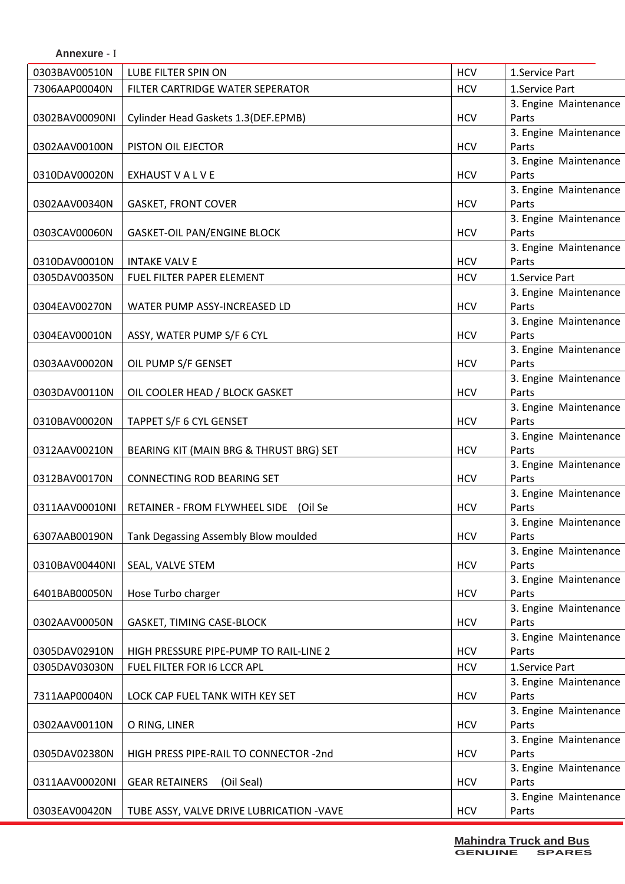**Annexure** - I

| | | | |
|---|---|---|---|
| 0303BAV00510N | LUBE FILTER SPIN ON | HCV | 1.Service Part |
| 7306AAP00040N | FILTER CARTRIDGE WATER SEPERATOR | HCV | 1.Service Part |
| 0302BAV00090NI | Cylinder Head Gaskets 1.3(DEF.EPMB) | HCV | 3. Engine Maintenance Parts |
| 0302AAV00100N | PISTON OIL EJECTOR | HCV | 3. Engine Maintenance Parts |
| 0310DAV00020N | EXHAUST V A L V E | HCV | 3. Engine Maintenance Parts |
| 0302AAV00340N | GASKET, FRONT COVER | HCV | 3. Engine Maintenance Parts |
| 0303CAV00060N | GASKET-OIL PAN/ENGINE BLOCK | HCV | 3. Engine Maintenance Parts |
| 0310DAV00010N | INTAKE VALV E | HCV | 3. Engine Maintenance Parts |
| 0305DAV00350N | FUEL FILTER PAPER ELEMENT | HCV | 1.Service Part |
| 0304EAV00270N | WATER PUMP ASSY-INCREASED LD | HCV | 3. Engine Maintenance Parts |
| 0304EAV00010N | ASSY, WATER PUMP S/F 6 CYL | HCV | 3. Engine Maintenance Parts |
| 0303AAV00020N | OIL PUMP S/F GENSET | HCV | 3. Engine Maintenance Parts |
| 0303DAV00110N | OIL COOLER HEAD / BLOCK GASKET | HCV | 3. Engine Maintenance Parts |
| 0310BAV00020N | TAPPET S/F 6 CYL GENSET | HCV | 3. Engine Maintenance Parts |
| 0312AAV00210N | BEARING KIT (MAIN BRG & THRUST BRG) SET | HCV | 3. Engine Maintenance Parts |
| 0312BAV00170N | CONNECTING ROD BEARING SET | HCV | 3. Engine Maintenance Parts |
| 0311AAV00010NI | RETAINER - FROM FLYWHEEL SIDE (Oil Se | HCV | 3. Engine Maintenance Parts |
| 6307AAB00190N | Tank Degassing Assembly Blow moulded | HCV | 3. Engine Maintenance Parts |
| 0310BAV00440NI | SEAL, VALVE STEM | HCV | 3. Engine Maintenance Parts |
| 6401BAB00050N | Hose Turbo charger | HCV | 3. Engine Maintenance Parts |
| 0302AAV00050N | GASKET, TIMING CASE-BLOCK | HCV | 3. Engine Maintenance Parts |
| 0305DAV02910N | HIGH PRESSURE PIPE-PUMP TO RAIL-LINE 2 | HCV | 3. Engine Maintenance Parts |
| 0305DAV03030N | FUEL FILTER FOR I6 LCCR APL | HCV | 1.Service Part |
| 7311AAP00040N | LOCK CAP FUEL TANK WITH KEY SET | HCV | 3. Engine Maintenance Parts |
| 0302AAV00110N | O RING, LINER | HCV | 3. Engine Maintenance Parts |
| 0305DAV02380N | HIGH PRESS PIPE-RAIL TO CONNECTOR -2nd | HCV | 3. Engine Maintenance Parts |
| 0311AAV00020NI | GEAR RETAINERS (Oil Seal) | HCV | 3. Engine Maintenance Parts |
| 0303EAV00420N | TUBE ASSY, VALVE DRIVE LUBRICATION -VAVE | HCV | 3. Engine Maintenance Parts |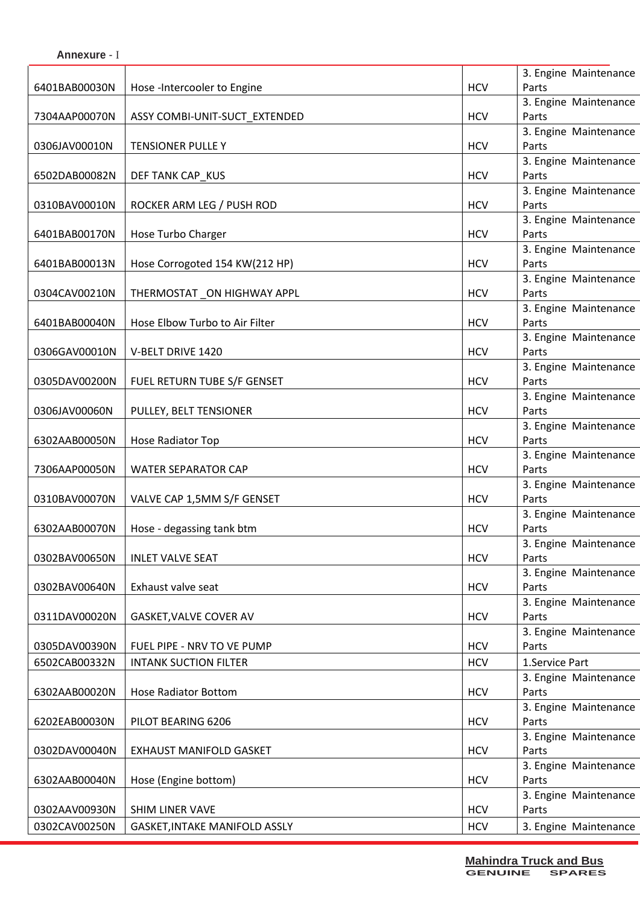Annexure - I

| | | | |
|---|---|---|---|
| 6401BAB00030N | Hose -Intercooler to Engine | HCV | 3. Engine Maintenance Parts |
| 7304AAP00070N | ASSY COMBI-UNIT-SUCT_EXTENDED | HCV | 3. Engine Maintenance Parts |
| 0306JAV00010N | TENSIONER PULLE Y | HCV | 3. Engine Maintenance Parts |
| 6502DAB00082N | DEF TANK CAP_KUS | HCV | 3. Engine Maintenance Parts |
| 0310BAV00010N | ROCKER ARM LEG / PUSH ROD | HCV | 3. Engine Maintenance Parts |
| 6401BAB00170N | Hose Turbo Charger | HCV | 3. Engine Maintenance Parts |
| 6401BAB00013N | Hose Corrogoted 154 KW(212 HP) | HCV | 3. Engine Maintenance Parts |
| 0304CAV00210N | THERMOSTAT _ON HIGHWAY APPL | HCV | 3. Engine Maintenance Parts |
| 6401BAB00040N | Hose Elbow Turbo to Air Filter | HCV | 3. Engine Maintenance Parts |
| 0306GAV00010N | V-BELT DRIVE 1420 | HCV | 3. Engine Maintenance Parts |
| 0305DAV00200N | FUEL RETURN TUBE S/F GENSET | HCV | 3. Engine Maintenance Parts |
| 0306JAV00060N | PULLEY, BELT TENSIONER | HCV | 3. Engine Maintenance Parts |
| 6302AAB00050N | Hose Radiator Top | HCV | 3. Engine Maintenance Parts |
| 7306AAP00050N | WATER SEPARATOR CAP | HCV | 3. Engine Maintenance Parts |
| 0310BAV00070N | VALVE CAP 1,5MM S/F GENSET | HCV | 3. Engine Maintenance Parts |
| 6302AAB00070N | Hose - degassing tank btm | HCV | 3. Engine Maintenance Parts |
| 0302BAV00650N | INLET VALVE SEAT | HCV | 3. Engine Maintenance Parts |
| 0302BAV00640N | Exhaust valve seat | HCV | 3. Engine Maintenance Parts |
| 0311DAV00020N | GASKET,VALVE COVER AV | HCV | 3. Engine Maintenance Parts |
| 0305DAV00390N | FUEL PIPE - NRV TO VE PUMP | HCV | 3. Engine Maintenance Parts |
| 6502CAB00332N | INTANK SUCTION FILTER | HCV | 1.Service Part |
| 6302AAB00020N | Hose Radiator Bottom | HCV | 3. Engine Maintenance Parts |
| 6202EAB00030N | PILOT BEARING 6206 | HCV | 3. Engine Maintenance Parts |
| 0302DAV00040N | EXHAUST MANIFOLD GASKET | HCV | 3. Engine Maintenance Parts |
| 6302AAB00040N | Hose (Engine bottom) | HCV | 3. Engine Maintenance Parts |
| 0302AAV00930N | SHIM LINER VAVE | HCV | 3. Engine Maintenance Parts |
| 0302CAV00250N | GASKET,INTAKE MANIFOLD ASSLY | HCV | 3. Engine Maintenance |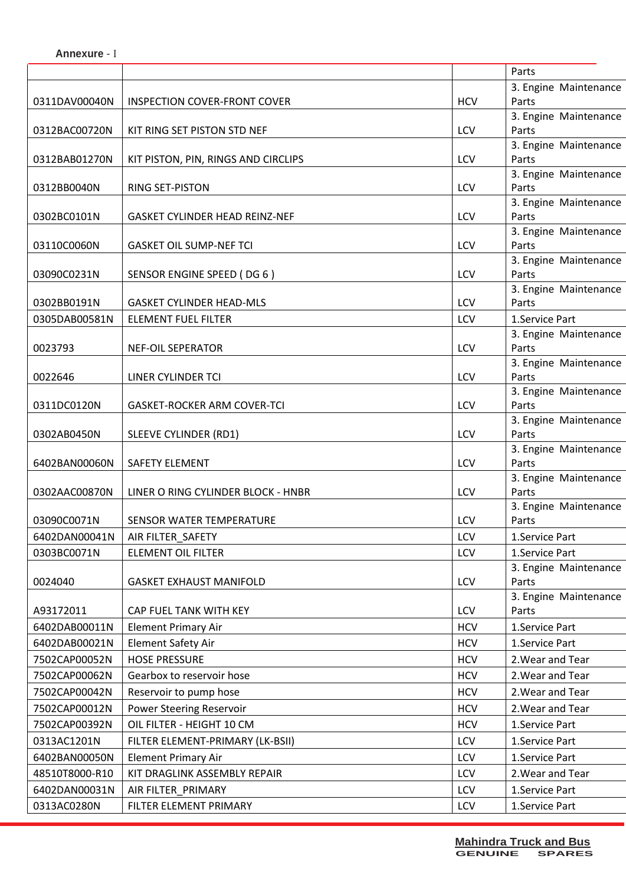Annexure - I

| | | | |
|---|---|---|---|
| | | | Parts |
| 0311DAV00040N | INSPECTION COVER-FRONT COVER | HCV | 3. Engine Maintenance Parts |
| 0312BAC00720N | KIT RING SET PISTON STD NEF | LCV | 3. Engine Maintenance Parts |
| 0312BAB01270N | KIT PISTON, PIN, RINGS AND CIRCLIPS | LCV | 3. Engine Maintenance Parts |
| 0312BB0040N | RING SET-PISTON | LCV | 3. Engine Maintenance Parts |
| 0302BC0101N | GASKET CYLINDER HEAD REINZ-NEF | LCV | 3. Engine Maintenance Parts |
| 0311OC0060N | GASKET OIL SUMP-NEF TCI | LCV | 3. Engine Maintenance Parts |
| 03090C0231N | SENSOR ENGINE SPEED ( DG 6 ) | LCV | 3. Engine Maintenance Parts |
| 0302BB0191N | GASKET CYLINDER HEAD-MLS | LCV | 3. Engine Maintenance Parts |
| 0305DAB00581N | ELEMENT FUEL FILTER | LCV | 1.Service Part |
| 0023793 | NEF-OIL SEPERATOR | LCV | 3. Engine Maintenance Parts |
| 0022646 | LINER CYLINDER TCI | LCV | 3. Engine Maintenance Parts |
| 0311DC0120N | GASKET-ROCKER ARM COVER-TCI | LCV | 3. Engine Maintenance Parts |
| 0302AB0450N | SLEEVE CYLINDER (RD1) | LCV | 3. Engine Maintenance Parts |
| 6402BAN00060N | SAFETY ELEMENT | LCV | 3. Engine Maintenance Parts |
| 0302AAC00870N | LINER O RING CYLINDER BLOCK - HNBR | LCV | 3. Engine Maintenance Parts |
| 03090C0071N | SENSOR WATER TEMPERATURE | LCV | 3. Engine Maintenance Parts |
| 6402DAN00041N | AIR FILTER_SAFETY | LCV | 1.Service Part |
| 0303BC0071N | ELEMENT OIL FILTER | LCV | 1.Service Part |
| 0024040 | GASKET EXHAUST MANIFOLD | LCV | 3. Engine Maintenance Parts |
| A93172011 | CAP FUEL TANK WITH KEY | LCV | 3. Engine Maintenance Parts |
| 6402DAB00011N | Element Primary Air | HCV | 1.Service Part |
| 6402DAB00021N | Element Safety Air | HCV | 1.Service Part |
| 7502CAP00052N | HOSE PRESSURE | HCV | 2.Wear and Tear |
| 7502CAP00062N | Gearbox to reservoir hose | HCV | 2.Wear and Tear |
| 7502CAP00042N | Reservoir to pump hose | HCV | 2.Wear and Tear |
| 7502CAP00012N | Power Steering Reservoir | HCV | 2.Wear and Tear |
| 7502CAP00392N | OIL FILTER - HEIGHT 10 CM | HCV | 1.Service Part |
| 0313AC1201N | FILTER ELEMENT-PRIMARY (LK-BSII) | LCV | 1.Service Part |
| 6402BAN00050N | Element Primary Air | LCV | 1.Service Part |
| 48510T8000-R10 | KIT DRAGLINK ASSEMBLY REPAIR | LCV | 2.Wear and Tear |
| 6402DAN00031N | AIR FILTER_PRIMARY | LCV | 1.Service Part |
| 0313AC0280N | FILTER ELEMENT PRIMARY | LCV | 1.Service Part |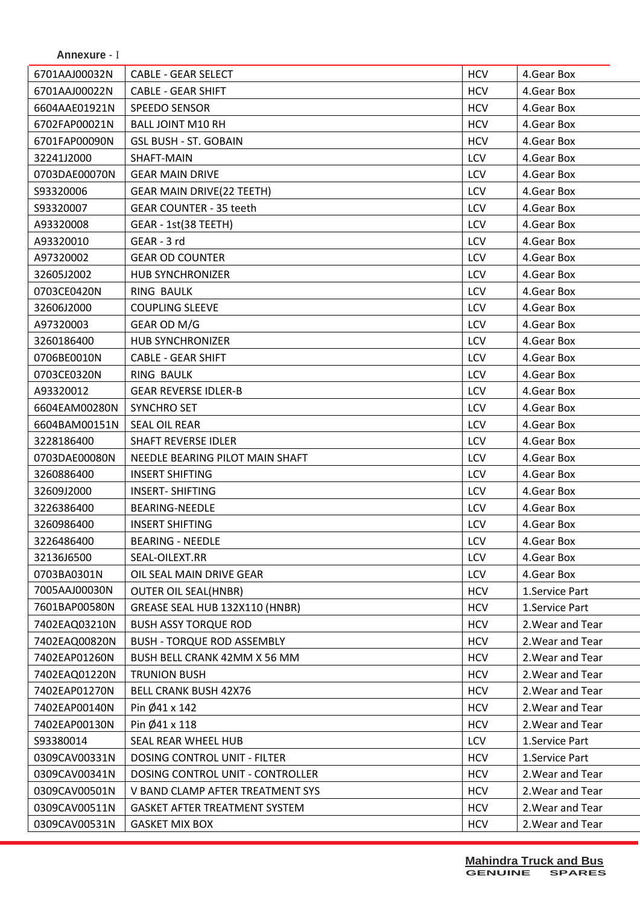**Annexure** - I

| | | | |
|---|---|---|---|
| 6701AAJ00032N | CABLE - GEAR SELECT | HCV | 4.Gear Box |
| 6701AAJ00022N | CABLE - GEAR SHIFT | HCV | 4.Gear Box |
| 6604AAE01921N | SPEEDO SENSOR | HCV | 4.Gear Box |
| 6702FAP00021N | BALL JOINT M10 RH | HCV | 4.Gear Box |
| 6701FAP00090N | GSL BUSH - ST. GOBAIN | HCV | 4.Gear Box |
| 32241J2000 | SHAFT-MAIN | LCV | 4.Gear Box |
| 0703DAE00070N | GEAR MAIN DRIVE | LCV | 4.Gear Box |
| S93320006 | GEAR MAIN DRIVE(22 TEETH) | LCV | 4.Gear Box |
| S93320007 | GEAR COUNTER - 35 teeth | LCV | 4.Gear Box |
| A93320008 | GEAR - 1st(38 TEETH) | LCV | 4.Gear Box |
| A93320010 | GEAR - 3 rd | LCV | 4.Gear Box |
| A97320002 | GEAR OD COUNTER | LCV | 4.Gear Box |
| 32605J2002 | HUB SYNCHRONIZER | LCV | 4.Gear Box |
| 0703CE0420N | RING BAULK | LCV | 4.Gear Box |
| 32606J2000 | COUPLING SLEEVE | LCV | 4.Gear Box |
| A97320003 | GEAR OD M/G | LCV | 4.Gear Box |
| 3260186400 | HUB SYNCHRONIZER | LCV | 4.Gear Box |
| 0706BE0010N | CABLE - GEAR SHIFT | LCV | 4.Gear Box |
| 0703CE0320N | RING BAULK | LCV | 4.Gear Box |
| A93320012 | GEAR REVERSE IDLER-B | LCV | 4.Gear Box |
| 6604EAM00280N | SYNCHRO SET | LCV | 4.Gear Box |
| 6604BAM00151N | SEAL OIL REAR | LCV | 4.Gear Box |
| 3228186400 | SHAFT REVERSE IDLER | LCV | 4.Gear Box |
| 0703DAE00080N | NEEDLE BEARING PILOT MAIN SHAFT | LCV | 4.Gear Box |
| 3260886400 | INSERT SHIFTING | LCV | 4.Gear Box |
| 32609J2000 | INSERT- SHIFTING | LCV | 4.Gear Box |
| 3226386400 | BEARING-NEEDLE | LCV | 4.Gear Box |
| 3260986400 | INSERT SHIFTING | LCV | 4.Gear Box |
| 3226486400 | BEARING - NEEDLE | LCV | 4.Gear Box |
| 32136J6500 | SEAL-OILEXT.RR | LCV | 4.Gear Box |
| 0703BA0301N | OIL SEAL MAIN DRIVE GEAR | LCV | 4.Gear Box |
| 7005AAJ00030N | OUTER OIL SEAL(HNBR) | HCV | 1.Service Part |
| 7601BAP00580N | GREASE SEAL HUB 132X110 (HNBR) | HCV | 1.Service Part |
| 7402EAQ03210N | BUSH ASSY TORQUE ROD | HCV | 2.Wear and Tear |
| 7402EAQ00820N | BUSH - TORQUE ROD ASSEMBLY | HCV | 2.Wear and Tear |
| 7402EAP01260N | BUSH BELL CRANK 42MM X 56 MM | HCV | 2.Wear and Tear |
| 7402EAQ01220N | TRUNION BUSH | HCV | 2.Wear and Tear |
| 7402EAP01270N | BELL CRANK BUSH 42X76 | HCV | 2.Wear and Tear |
| 7402EAP00140N | Pin Ø41 x 142 | HCV | 2.Wear and Tear |
| 7402EAP00130N | Pin Ø41 x 118 | HCV | 2.Wear and Tear |
| S93380014 | SEAL REAR WHEEL HUB | LCV | 1.Service Part |
| 0309CAV00331N | DOSING CONTROL UNIT - FILTER | HCV | 1.Service Part |
| 0309CAV00341N | DOSING CONTROL UNIT - CONTROLLER | HCV | 2.Wear and Tear |
| 0309CAV00501N | V BAND CLAMP AFTER TREATMENT SYS | HCV | 2.Wear and Tear |
| 0309CAV00511N | GASKET AFTER TREATMENT SYSTEM | HCV | 2.Wear and Tear |
| 0309CAV00531N | GASKET MIX BOX | HCV | 2.Wear and Tear |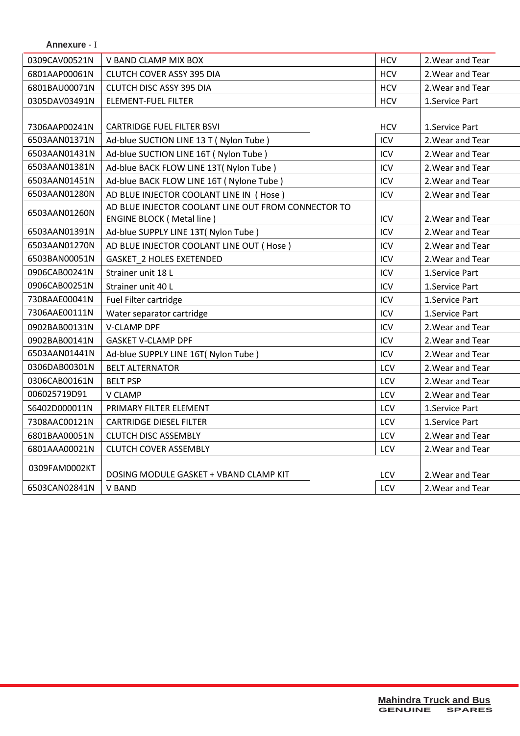**Annexure** - I

| | | | |
|---|---|---|---|
| 0309CAV00521N | V BAND CLAMP MIX BOX | HCV | 2.Wear and Tear |
| 6801AAP00061N | CLUTCH COVER ASSY 395 DIA | HCV | 2.Wear and Tear |
| 6801BAU00071N | CLUTCH DISC ASSY 395 DIA | HCV | 2.Wear and Tear |
| 0305DAV03491N | ELEMENT-FUEL FILTER | HCV | 1.Service Part |
| 7306AAP00241N | CARTRIDGE FUEL FILTER BSVI | HCV | 1.Service Part |
| 6503AAN01371N | Ad-blue SUCTION LINE 13 T ( Nylon Tube ) | ICV | 2.Wear and Tear |
| 6503AAN01431N | Ad-blue SUCTION LINE 16T ( Nylon Tube ) | ICV | 2.Wear and Tear |
| 6503AAN01381N | Ad-blue BACK FLOW LINE 13T( Nylon Tube ) | ICV | 2.Wear and Tear |
| 6503AAN01451N | Ad-blue BACK FLOW LINE 16T ( Nylone Tube ) | ICV | 2.Wear and Tear |
| 6503AAN01280N | AD BLUE INJECTOR COOLANT LINE IN ( Hose ) | ICV | 2.Wear and Tear |
| 6503AAN01260N | AD BLUE INJECTOR COOLANT LINE OUT FROM CONNECTOR TO ENGINE BLOCK ( Metal line ) | ICV | 2.Wear and Tear |
| 6503AAN01391N | Ad-blue SUPPLY LINE 13T( Nylon Tube ) | ICV | 2.Wear and Tear |
| 6503AAN01270N | AD BLUE INJECTOR COOLANT LINE OUT ( Hose ) | ICV | 2.Wear and Tear |
| 6503BAN00051N | GASKET_2 HOLES EXETENDED | ICV | 2.Wear and Tear |
| 0906CAB00241N | Strainer unit 18 L | ICV | 1.Service Part |
| 0906CAB00251N | Strainer unit 40 L | ICV | 1.Service Part |
| 7308AAE00041N | Fuel Filter cartridge | ICV | 1.Service Part |
| 7306AAE00111N | Water separator cartridge | ICV | 1.Service Part |
| 0902BAB00131N | V-CLAMP DPF | ICV | 2.Wear and Tear |
| 0902BAB00141N | GASKET V-CLAMP DPF | ICV | 2.Wear and Tear |
| 6503AAN01441N | Ad-blue SUPPLY LINE 16T( Nylon Tube ) | ICV | 2.Wear and Tear |
| 0306DAB00301N | BELT ALTERNATOR | LCV | 2.Wear and Tear |
| 0306CAB00161N | BELT PSP | LCV | 2.Wear and Tear |
| 006025719D91 | V CLAMP | LCV | 2.Wear and Tear |
| S6402D000011N | PRIMARY FILTER ELEMENT | LCV | 1.Service Part |
| 7308AAC00121N | CARTRIDGE DIESEL FILTER | LCV | 1.Service Part |
| 6801BAA00051N | CLUTCH DISC ASSEMBLY | LCV | 2.Wear and Tear |
| 6801AAA00021N | CLUTCH COVER ASSEMBLY | LCV | 2.Wear and Tear |
| 0309FAM0002KT | DOSING MODULE GASKET + VBAND CLAMP KIT | LCV | 2.Wear and Tear |
| 6503CAN02841N | V BAND | LCV | 2.Wear and Tear |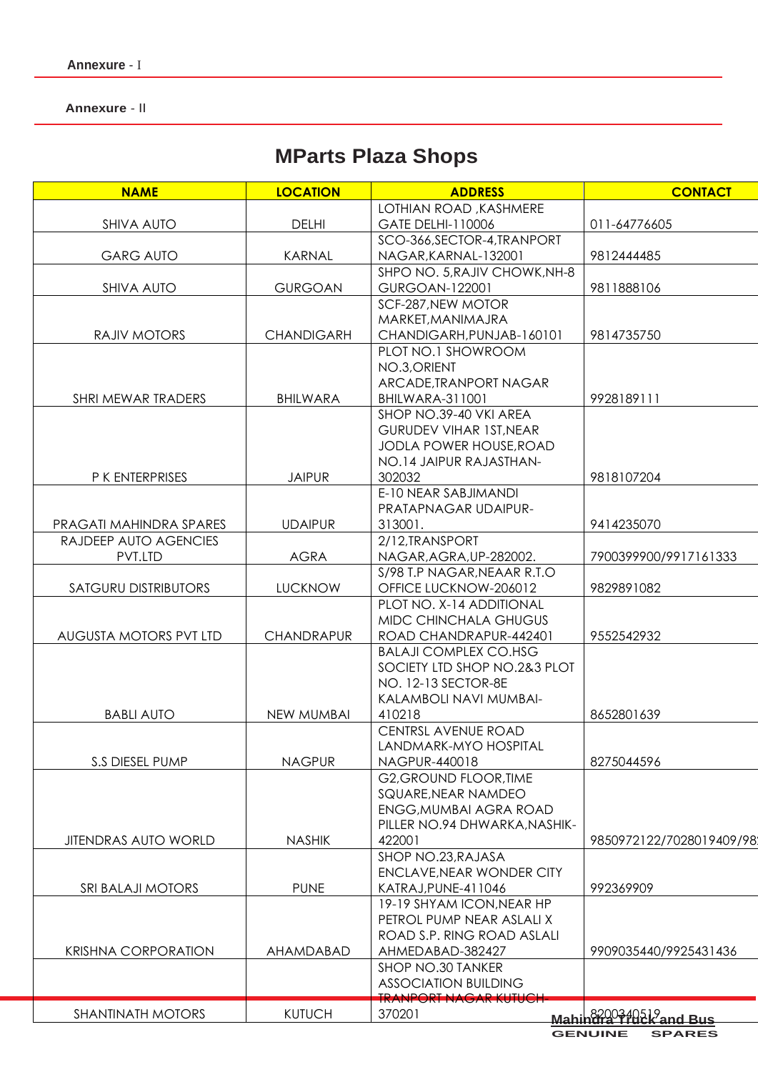**Annexure** - I

**Annexure** - II

# MParts Plaza Shops

| NAME | LOCATION | ADDRESS | CONTACT |
|---|---|---|---|
| SHIVA AUTO | DELHI | LOTHIAN ROAD ,KASHMERE GATE DELHI-110006 | 011-64776605 |
| GARG AUTO | KARNAL | SCO-366,SECTOR-4,TRANPORT NAGAR,KARNAL-132001 | 9812444485 |
| SHIVA AUTO | GURGOAN | SHPO NO. 5,RAJIV CHOWK,NH-8 GURGOAN-122001 | 9811888106 |
| RAJIV MOTORS | CHANDIGARH | SCF-287,NEW MOTOR MARKET,MANIMAJRA CHANDIGARH,PUNJAB-160101 | 9814735750 |
| SHRI MEWAR TRADERS | BHILWARA | PLOT NO.1 SHOWROOM NO.3,ORIENT ARCADE,TRANPORT NAGAR BHILWARA-311001 | 9928189111 |
| P K ENTERPRISES | JAIPUR | SHOP NO.39-40 VKI AREA GURUDEV VIHAR 1ST,NEAR JODLA POWER HOUSE,ROAD NO.14 JAIPUR RAJASTHAN-302032 | 9818107204 |
| PRAGATI MAHINDRA SPARES | UDAIPUR | E-10 NEAR SABJIMANDI PRATAPNAGAR UDAIPUR-313001. | 9414235070 |
| RAJDEEP AUTO AGENCIES PVT.LTD | AGRA | 2/12,TRANSPORT NAGAR,AGRA,UP-282002. | 7900399900/9917161333 |
| SATGURU DISTRIBUTORS | LUCKNOW | S/98 T.P NAGAR,NEAAR R.T.O OFFICE LUCKNOW-206012 | 9829891082 |
| AUGUSTA MOTORS PVT LTD | CHANDRAPUR | PLOT NO. X-14 ADDITIONAL MIDC CHINCHALA GHUGUS ROAD CHANDRAPUR-442401 | 9552542932 |
| BABLI AUTO | NEW MUMBAI | BALAJI COMPLEX CO.HSG SOCIETY LTD SHOP NO.2&3 PLOT NO. 12-13 SECTOR-8E KALAMBOLI NAVI MUMBAI-410218 | 8652801639 |
| S.S DIESEL PUMP | NAGPUR | CENTRSL AVENUE ROAD LANDMARK-MYO HOSPITAL NAGPUR-440018 | 8275044596 |
| JITENDRAS AUTO WORLD | NASHIK | G2,GROUND FLOOR,TIME SQUARE,NEAR NAMDEO ENGG,MUMBAI AGRA ROAD PILLER NO.94 DHWARKA,NASHIK-422001 | 9850972122/7028019409/98 |
| SRI BALAJI MOTORS | PUNE | SHOP NO.23,RAJASA ENCLAVE,NEAR WONDER CITY KATRAJ,PUNE-411046 | 992369909 |
| KRISHNA CORPORATION | AHAMDABAD | 19-19 SHYAM ICON,NEAR HP PETROL PUMP NEAR ASLALI X ROAD S.P. RING ROAD ASLALI AHMEDABAD-382427 | 9909035440/9925431436 |
| SHANTINATH MOTORS | KUTUCH | SHOP NO.30 TANKER ASSOCIATION BUILDING TRANPORT NAGAR KUTUCH-370201 | 8200340519 |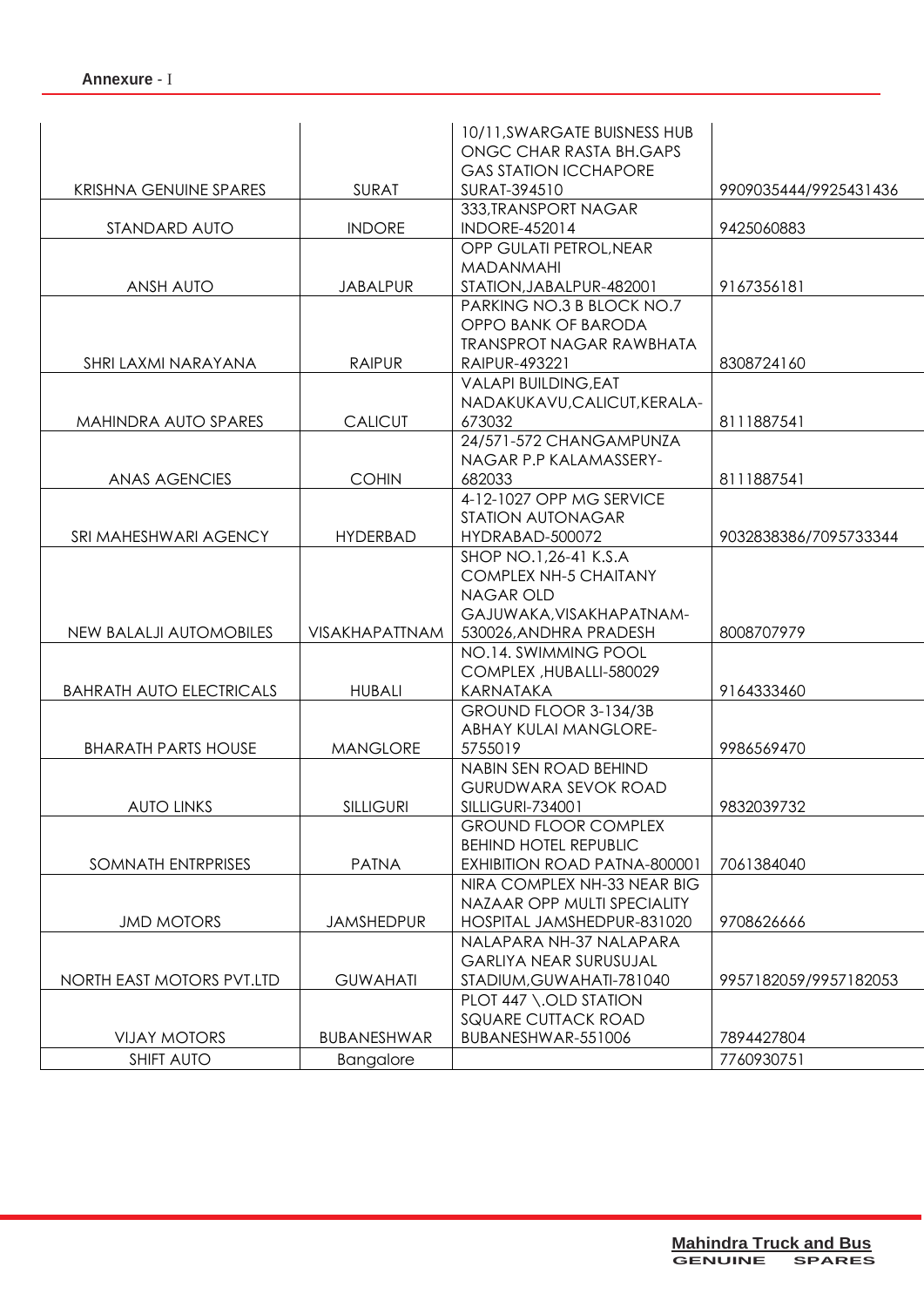**Annexure** - I

| | | | |
|---|---|---|---|
| KRISHNA GENUINE SPARES | SURAT | 10/11,SWARGATE BUISNESS HUB ONGC CHAR RASTA BH.GAPS GAS STATION ICCHAPORE SURAT-394510 | 9909035444/9925431436 |
| STANDARD AUTO | INDORE | 333,TRANSPORT NAGAR INDORE-452014 | 9425060883 |
| ANSH AUTO | JABALPUR | OPP GULATI PETROL,NEAR MADANMAHI STATION,JABALPUR-482001 | 9167356181 |
| SHRI LAXMI NARAYANA | RAIPUR | PARKING NO.3 B BLOCK NO.7 OPPO BANK OF BARODA TRANSPROT NAGAR RAWBHATA RAIPUR-493221 | 8308724160 |
| MAHINDRA AUTO SPARES | CALICUT | VALAPI BUILDING,EAT NADAKUKAVU,CALICUT,KERALA-673032 | 8111887541 |
| ANAS AGENCIES | COHIN | 24/571-572 CHANGAMPUNZA NAGAR P.P KALAMASSERY-682033 | 8111887541 |
| SRI MAHESHWARI AGENCY | HYDERBAD | 4-12-1027 OPP MG SERVICE STATION AUTONAGAR HYDRABAD-500072 | 9032838386/7095733344 |
| NEW BALALJI AUTOMOBILES | VISAKHAPATTNAM | SHOP NO.1,26-41 K.S.A COMPLEX NH-5 CHAITANY NAGAR OLD GAJUWAKA,VISAKHAPATNAM-530026,ANDHRA PRADESH | 8008707979 |
| BAHRATH AUTO ELECTRICALS | HUBALI | NO.14. SWIMMING POOL COMPLEX ,HUBALLI-580029 KARNATAKA | 9164333460 |
| BHARATH PARTS HOUSE | MANGLORE | GROUND FLOOR 3-134/3B ABHAY KULAI MANGLORE-5755019 | 9986569470 |
| AUTO LINKS | SILLIGURI | NABIN SEN ROAD BEHIND GURUDWARA SEVOK ROAD SILLIGURI-734001 | 9832039732 |
| SOMNATH ENTRPRISES | PATNA | GROUND FLOOR COMPLEX BEHIND HOTEL REPUBLIC EXHIBITION ROAD PATNA-800001 | 7061384040 |
| JMD MOTORS | JAMSHEDPUR | NIRA COMPLEX NH-33 NEAR BIG NAZAAR OPP MULTI SPECIALITY HOSPITAL JAMSHEDPUR-831020 | 9708626666 |
| NORTH EAST MOTORS PVT.LTD | GUWAHATI | NALAPARA NH-37 NALAPARA GARLIYA NEAR SURUSUJAL STADIUM,GUWAHATI-781040 | 9957182059/9957182053 |
| VIJAY MOTORS | BUBANESHWAR | PLOT 447 \.OLD STATION SQUARE CUTTACK ROAD BUBANESHWAR-551006 | 7894427804 |
| SHIFT AUTO | Bangalore | | 7760930751 |

**Mahindra Truck and Bus**
GENUINE SPARES